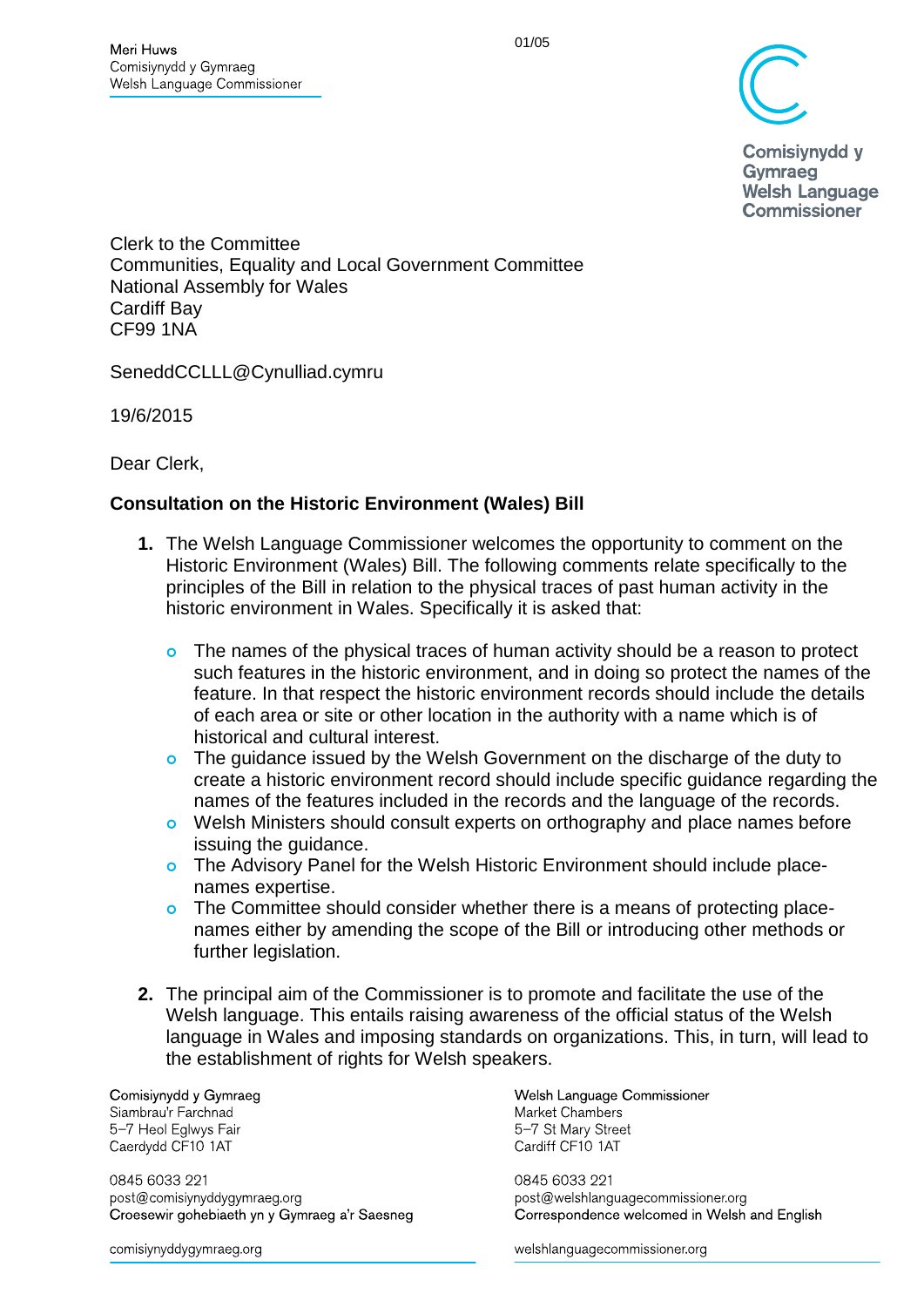Meri Huws
Comisiynydd y Gymraeg
Welsh Language Commissioner

Comisiynydd y Gymraeg
Welsh Language Commissioner

Clerk to the Committee
Communities, Equality and Local Government Committee
National Assembly for Wales
Cardiff Bay
CF99 1NA

SeneddCCLLL@Cynulliad.cymru

19/6/2015

Dear Clerk,

**Consultation on the Historic Environment (Wales) Bill**

1. The Welsh Language Commissioner welcomes the opportunity to comment on the Historic Environment (Wales) Bill. The following comments relate specifically to the principles of the Bill in relation to the physical traces of past human activity in the historic environment in Wales. Specifically it is asked that:

   - The names of the physical traces of human activity should be a reason to protect such features in the historic environment, and in doing so protect the names of the feature. In that respect the historic environment records should include the details of each area or site or other location in the authority with a name which is of historical and cultural interest.
   - The guidance issued by the Welsh Government on the discharge of the duty to create a historic environment record should include specific guidance regarding the names of the features included in the records and the language of the records.
   - Welsh Ministers should consult experts on orthography and place names before issuing the guidance.
   - The Advisory Panel for the Welsh Historic Environment should include place-names expertise.
   - The Committee should consider whether there is a means of protecting place-names either by amending the scope of the Bill or introducing other methods or further legislation.

2. The principal aim of the Commissioner is to promote and facilitate the use of the Welsh language. This entails raising awareness of the official status of the Welsh language in Wales and imposing standards on organizations. This, in turn, will lead to the establishment of rights for Welsh speakers.

Comisiynydd y Gymraeg
Siambrau'r Farchnad
5–7 Heol Eglwys Fair
Caerdydd CF10 1AT

0845 6033 221
post@comisiynyddygymraeg.org
Croesewir gohebiaeth yn y Gymraeg a'r Saesneg

comisiynyddygymraeg.org

Welsh Language Commissioner
Market Chambers
5–7 St Mary Street
Cardiff CF10 1AT

0845 6033 221
post@welshlanguagecommissioner.org
Correspondence welcomed in Welsh and English

welshlanguagecommissioner.org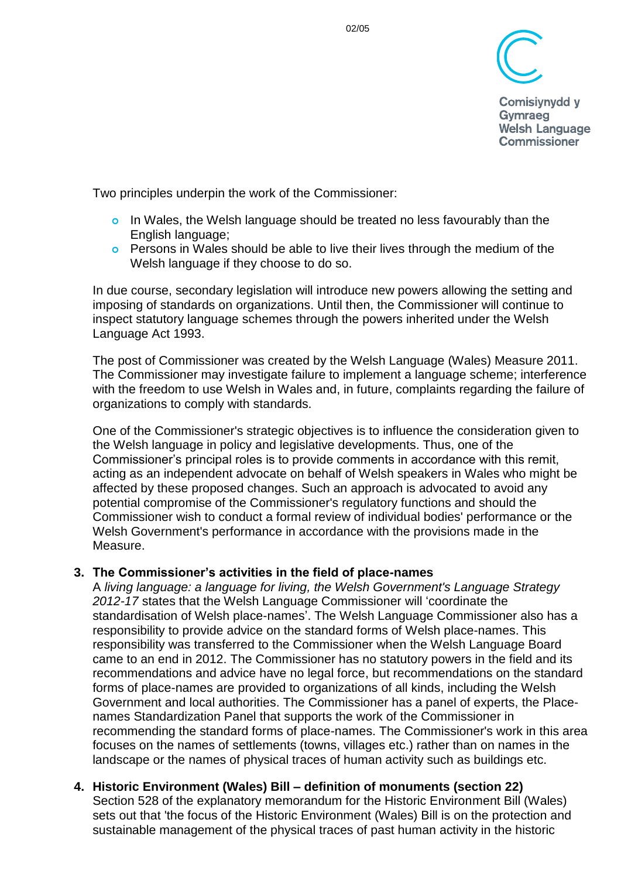Two principles underpin the work of the Commissioner:

- In Wales, the Welsh language should be treated no less favourably than the English language;
- Persons in Wales should be able to live their lives through the medium of the Welsh language if they choose to do so.

In due course, secondary legislation will introduce new powers allowing the setting and imposing of standards on organizations. Until then, the Commissioner will continue to inspect statutory language schemes through the powers inherited under the Welsh Language Act 1993.

The post of Commissioner was created by the Welsh Language (Wales) Measure 2011. The Commissioner may investigate failure to implement a language scheme; interference with the freedom to use Welsh in Wales and, in future, complaints regarding the failure of organizations to comply with standards.

One of the Commissioner's strategic objectives is to influence the consideration given to the Welsh language in policy and legislative developments. Thus, one of the Commissioner's principal roles is to provide comments in accordance with this remit, acting as an independent advocate on behalf of Welsh speakers in Wales who might be affected by these proposed changes. Such an approach is advocated to avoid any potential compromise of the Commissioner's regulatory functions and should the Commissioner wish to conduct a formal review of individual bodies' performance or the Welsh Government's performance in accordance with the provisions made in the Measure.

**3. The Commissioner's activities in the field of place-names**

A *living language: a language for living, the Welsh Government's Language Strategy 2012-17* states that the Welsh Language Commissioner will 'coordinate the standardisation of Welsh place-names'. The Welsh Language Commissioner also has a responsibility to provide advice on the standard forms of Welsh place-names. This responsibility was transferred to the Commissioner when the Welsh Language Board came to an end in 2012. The Commissioner has no statutory powers in the field and its recommendations and advice have no legal force, but recommendations on the standard forms of place-names are provided to organizations of all kinds, including the Welsh Government and local authorities. The Commissioner has a panel of experts, the Place-names Standardization Panel that supports the work of the Commissioner in recommending the standard forms of place-names. The Commissioner's work in this area focuses on the names of settlements (towns, villages etc.) rather than on names in the landscape or the names of physical traces of human activity such as buildings etc.

**4. Historic Environment (Wales) Bill – definition of monuments (section 22)**

Section 528 of the explanatory memorandum for the Historic Environment Bill (Wales) sets out that 'the focus of the Historic Environment (Wales) Bill is on the protection and sustainable management of the physical traces of past human activity in the historic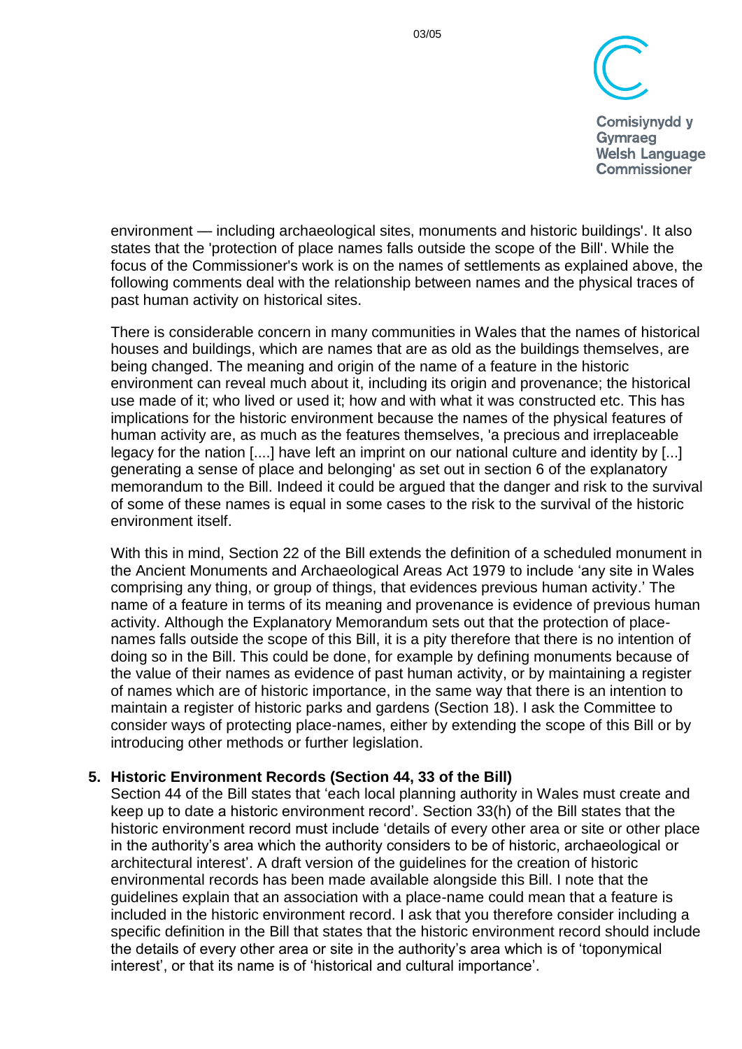environment — including archaeological sites, monuments and historic buildings'. It also states that the 'protection of place names falls outside the scope of the Bill'. While the focus of the Commissioner's work is on the names of settlements as explained above, the following comments deal with the relationship between names and the physical traces of past human activity on historical sites.

There is considerable concern in many communities in Wales that the names of historical houses and buildings, which are names that are as old as the buildings themselves, are being changed. The meaning and origin of the name of a feature in the historic environment can reveal much about it, including its origin and provenance; the historical use made of it; who lived or used it; how and with what it was constructed etc. This has implications for the historic environment because the names of the physical features of human activity are, as much as the features themselves, 'a precious and irreplaceable legacy for the nation [....] have left an imprint on our national culture and identity by [...] generating a sense of place and belonging' as set out in section 6 of the explanatory memorandum to the Bill. Indeed it could be argued that the danger and risk to the survival of some of these names is equal in some cases to the risk to the survival of the historic environment itself.

With this in mind, Section 22 of the Bill extends the definition of a scheduled monument in the Ancient Monuments and Archaeological Areas Act 1979 to include 'any site in Wales comprising any thing, or group of things, that evidences previous human activity.' The name of a feature in terms of its meaning and provenance is evidence of previous human activity. Although the Explanatory Memorandum sets out that the protection of place-names falls outside the scope of this Bill, it is a pity therefore that there is no intention of doing so in the Bill. This could be done, for example by defining monuments because of the value of their names as evidence of past human activity, or by maintaining a register of names which are of historic importance, in the same way that there is an intention to maintain a register of historic parks and gardens (Section 18). I ask the Committee to consider ways of protecting place-names, either by extending the scope of this Bill or by introducing other methods or further legislation.

5. **Historic Environment Records (Section 44, 33 of the Bill)**

   Section 44 of the Bill states that 'each local planning authority in Wales must create and keep up to date a historic environment record'. Section 33(h) of the Bill states that the historic environment record must include 'details of every other area or site or other place in the authority's area which the authority considers to be of historic, archaeological or architectural interest'. A draft version of the guidelines for the creation of historic environmental records has been made available alongside this Bill. I note that the guidelines explain that an association with a place-name could mean that a feature is included in the historic environment record. I ask that you therefore consider including a specific definition in the Bill that states that the historic environment record should include the details of every other area or site in the authority's area which is of 'toponymical interest', or that its name is of 'historical and cultural importance'.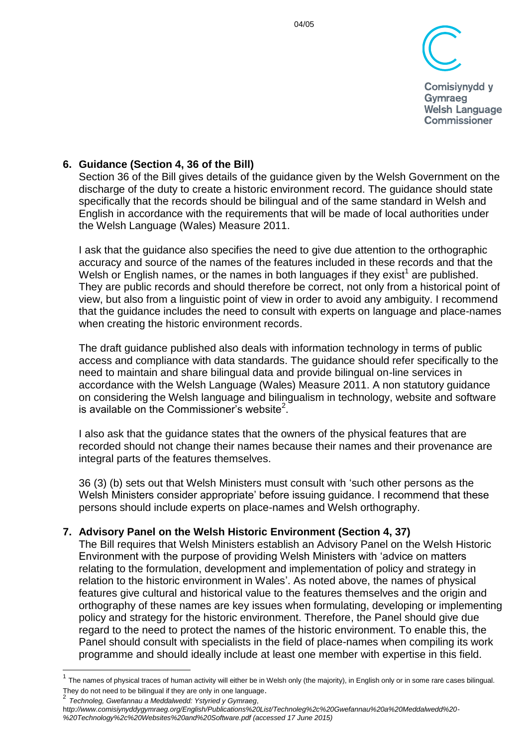## 6. Guidance (Section 4, 36 of the Bill)

Section 36 of the Bill gives details of the guidance given by the Welsh Government on the discharge of the duty to create a historic environment record. The guidance should state specifically that the records should be bilingual and of the same standard in Welsh and English in accordance with the requirements that will be made of local authorities under the Welsh Language (Wales) Measure 2011.

I ask that the guidance also specifies the need to give due attention to the orthographic accuracy and source of the names of the features included in these records and that the Welsh or English names, or the names in both languages if they exist[1] are published. They are public records and should therefore be correct, not only from a historical point of view, but also from a linguistic point of view in order to avoid any ambiguity. I recommend that the guidance includes the need to consult with experts on language and place-names when creating the historic environment records.

The draft guidance published also deals with information technology in terms of public access and compliance with data standards. The guidance should refer specifically to the need to maintain and share bilingual data and provide bilingual on-line services in accordance with the Welsh Language (Wales) Measure 2011. A non statutory guidance on considering the Welsh language and bilingualism in technology, website and software is available on the Commissioner's website[2].

I also ask that the guidance states that the owners of the physical features that are recorded should not change their names because their names and their provenance are integral parts of the features themselves.

36 (3) (b) sets out that Welsh Ministers must consult with 'such other persons as the Welsh Ministers consider appropriate' before issuing guidance. I recommend that these persons should include experts on place-names and Welsh orthography.

## 7. Advisory Panel on the Welsh Historic Environment (Section 4, 37)

The Bill requires that Welsh Ministers establish an Advisory Panel on the Welsh Historic Environment with the purpose of providing Welsh Ministers with 'advice on matters relating to the formulation, development and implementation of policy and strategy in relation to the historic environment in Wales'. As noted above, the names of physical features give cultural and historical value to the features themselves and the origin and orthography of these names are key issues when formulating, developing or implementing policy and strategy for the historic environment. Therefore, the Panel should give due regard to the need to protect the names of the historic environment. To enable this, the Panel should consult with specialists in the field of place-names when compiling its work programme and should ideally include at least one member with expertise in this field.

---

[1] The names of physical traces of human activity will either be in Welsh only (the majority), in English only or in some rare cases bilingual. They do not need to be bilingual if they are only in one language.

[2] *Technoleg, Gwefannau a Meddalwedd: Ystyried y Gymraeg*, h*ttp://www.comisiynyddygymraeg.org/English/Publications%20List/Technoleg%2c%20Gwefannau%20a%20Meddalwedd%20-%20Technology%2c%20Websites%20and%20Software.pdf (accessed 17 June 2015)*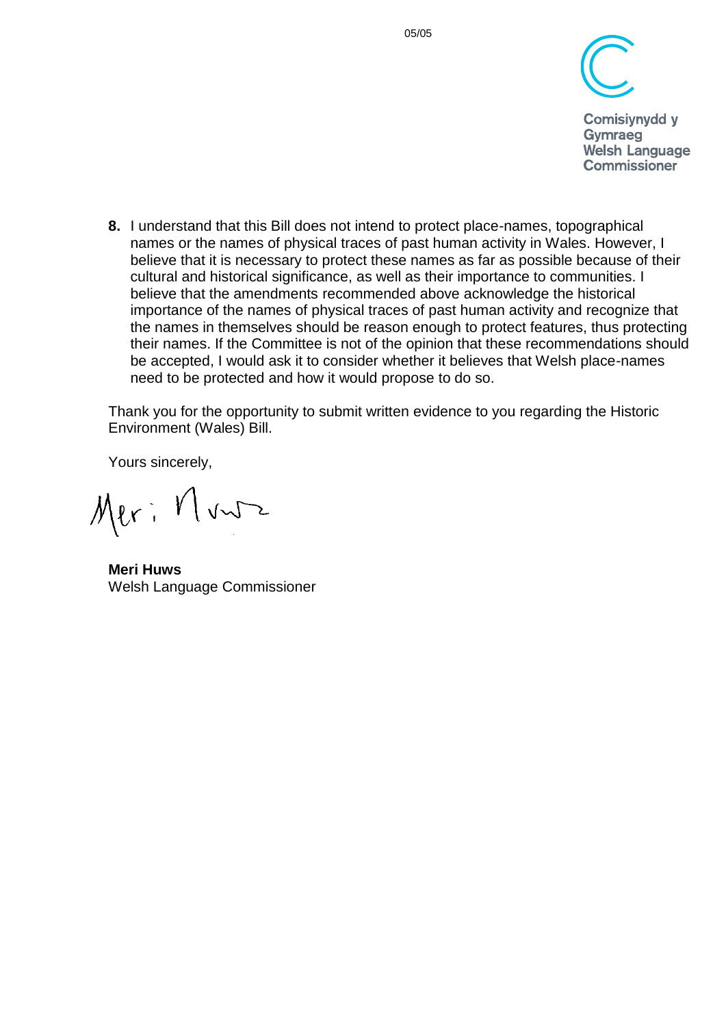**8.** I understand that this Bill does not intend to protect place-names, topographical names or the names of physical traces of past human activity in Wales. However, I believe that it is necessary to protect these names as far as possible because of their cultural and historical significance, as well as their importance to communities. I believe that the amendments recommended above acknowledge the historical importance of the names of physical traces of past human activity and recognize that the names in themselves should be reason enough to protect features, thus protecting their names. If the Committee is not of the opinion that these recommendations should be accepted, I would ask it to consider whether it believes that Welsh place-names need to be protected and how it would propose to do so.

Thank you for the opportunity to submit written evidence to you regarding the Historic Environment (Wales) Bill.

Yours sincerely,

**Meri Huws**
Welsh Language Commissioner